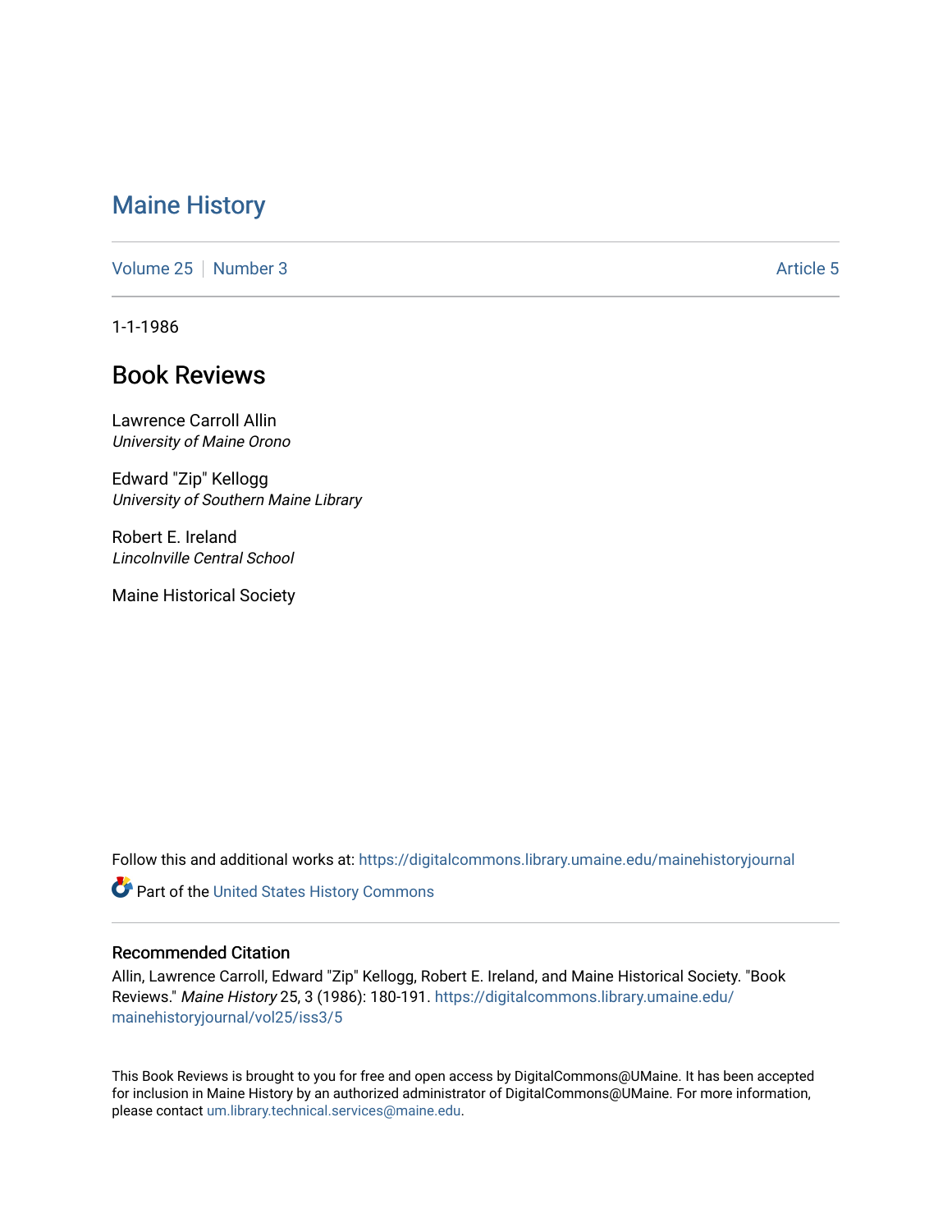# Maine History

Volume 25 | Number 3 | Article 5

1-1-1986

## Book Reviews

Lawrence Carroll Allin
*University of Maine Orono*

Edward "Zip" Kellogg
*University of Southern Maine Library*

Robert E. Ireland
*Lincolnville Central School*

Maine Historical Society

Follow this and additional works at: https://digitalcommons.library.umaine.edu/mainehistoryjournal

Part of the United States History Commons

### Recommended Citation

Allin, Lawrence Carroll, Edward "Zip" Kellogg, Robert E. Ireland, and Maine Historical Society. "Book Reviews." *Maine History* 25, 3 (1986): 180-191. https://digitalcommons.library.umaine.edu/mainehistoryjournal/vol25/iss3/5

This Book Reviews is brought to you for free and open access by DigitalCommons@UMaine. It has been accepted for inclusion in Maine History by an authorized administrator of DigitalCommons@UMaine. For more information, please contact um.library.technical.services@maine.edu.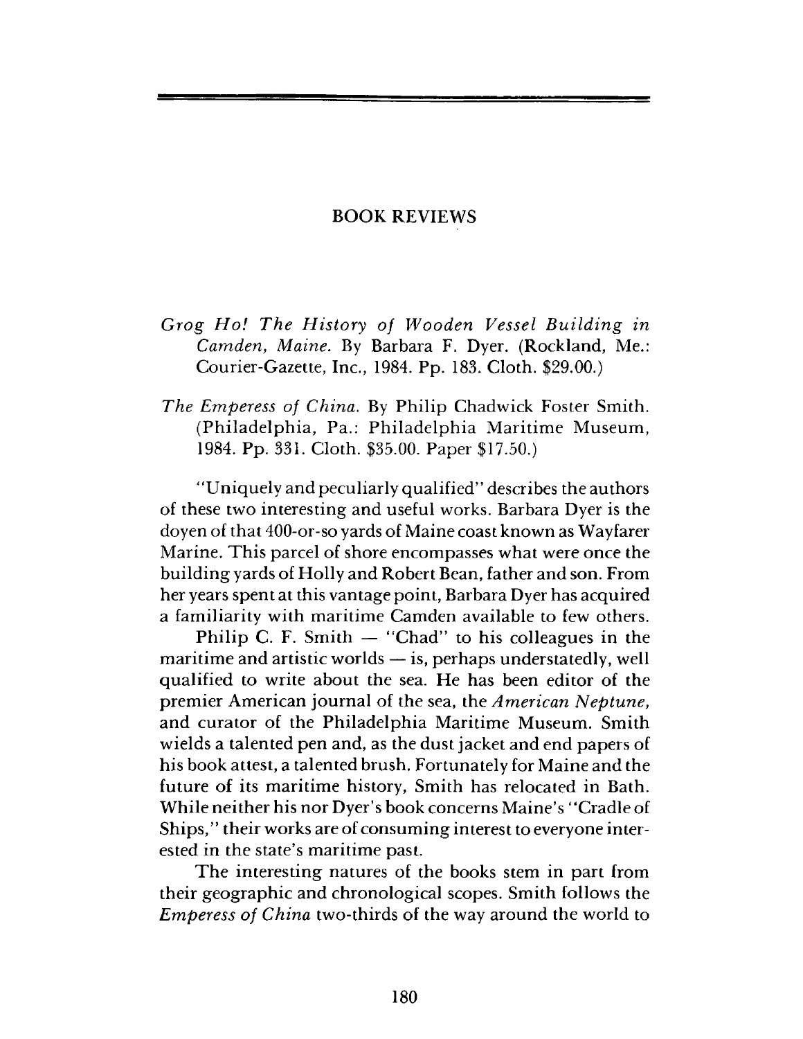## BOOK REVIEWS

*Grog Ho! The History of Wooden Vessel Building in Camden, Maine.* By Barbara F. Dyer. (Rockland, Me.: Courier-Gazette, Inc., 1984. Pp. 183. Cloth. $29.00.)

*The Empress of China.* By Philip Chadwick Foster Smith. (Philadelphia, Pa.: Philadelphia Maritime Museum, 1984. Pp. 331. Cloth. $35.00. Paper $17.50.)

"Uniquely and peculiarly qualified" describes the authors of these two interesting and useful works. Barbara Dyer is the doyen of that 400-or-so yards of Maine coast known as Wayfarer Marine. This parcel of shore encompasses what were once the building yards of Holly and Robert Bean, father and son. From her years spent at this vantage point, Barbara Dyer has acquired a familiarity with maritime Camden available to few others.

Philip C. F. Smith — "Chad" to his colleagues in the maritime and artistic worlds — is, perhaps understatedly, well qualified to write about the sea. He has been editor of the premier American journal of the sea, the *American Neptune*, and curator of the Philadelphia Maritime Museum. Smith wields a talented pen and, as the dust jacket and end papers of his book attest, a talented brush. Fortunately for Maine and the future of its maritime history, Smith has relocated in Bath. While neither his nor Dyer's book concerns Maine's "Cradle of Ships," their works are of consuming interest to everyone interested in the state's maritime past.

The interesting natures of the books stem in part from their geographic and chronological scopes. Smith follows the *Empress of China* two-thirds of the way around the world to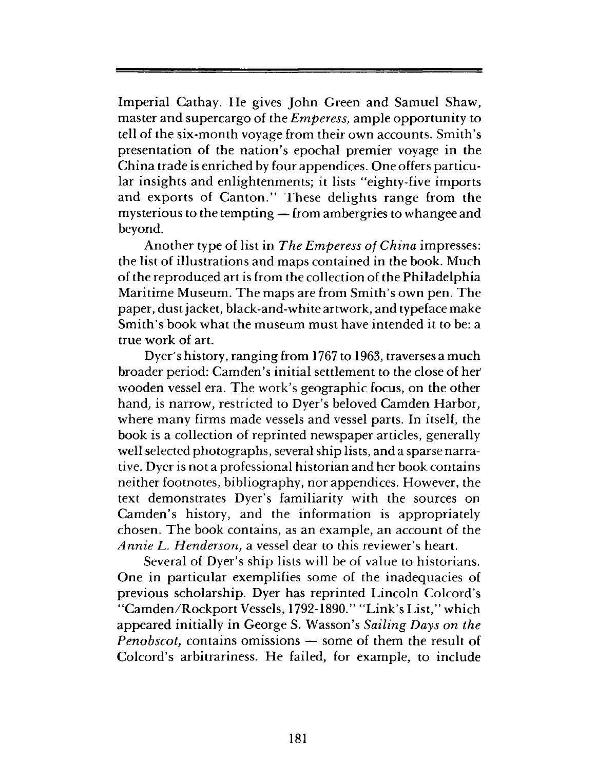Imperial Cathay. He gives John Green and Samuel Shaw, master and supercargo of the *Emperess*, ample opportunity to tell of the six-month voyage from their own accounts. Smith's presentation of the nation's epochal premier voyage in the China trade is enriched by four appendices. One offers particular insights and enlightenments; it lists "eighty-five imports and exports of Canton." These delights range from the mysterious to the tempting — from ambergries to whangee and beyond.

Another type of list in *The Empress of China* impresses: the list of illustrations and maps contained in the book. Much of the reproduced art is from the collection of the Philadelphia Maritime Museum. The maps are from Smith's own pen. The paper, dust jacket, black-and-white artwork, and typeface make Smith's book what the museum must have intended it to be: a true work of art.

Dyer's history, ranging from 1767 to 1963, traverses a much broader period: Camden's initial settlement to the close of her wooden vessel era. The work's geographic focus, on the other hand, is narrow, restricted to Dyer's beloved Camden Harbor, where many firms made vessels and vessel parts. In itself, the book is a collection of reprinted newspaper articles, generally well selected photographs, several ship lists, and a sparse narrative. Dyer is not a professional historian and her book contains neither footnotes, bibliography, nor appendices. However, the text demonstrates Dyer's familiarity with the sources on Camden's history, and the information is appropriately chosen. The book contains, as an example, an account of the *Annie L. Henderson*, a vessel dear to this reviewer's heart.

Several of Dyer's ship lists will be of value to historians. One in particular exemplifies some of the inadequacies of previous scholarship. Dyer has reprinted Lincoln Colcord's "Camden/Rockport Vessels, 1792-1890." "Link's List," which appeared initially in George S. Wasson's *Sailing Days on the Penobscot*, contains omissions — some of them the result of Colcord's arbitrariness. He failed, for example, to include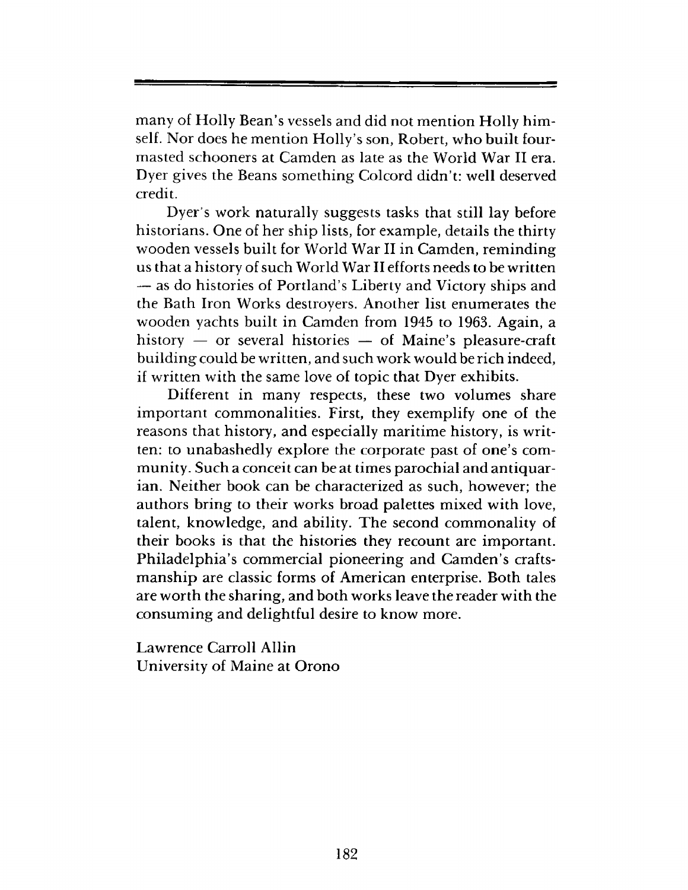many of Holly Bean's vessels and did not mention Holly himself. Nor does he mention Holly's son, Robert, who built four-masted schooners at Camden as late as the World War II era. Dyer gives the Beans something Colcord didn't: well deserved credit.

Dyer's work naturally suggests tasks that still lay before historians. One of her ship lists, for example, details the thirty wooden vessels built for World War II in Camden, reminding us that a history of such World War II efforts needs to be written — as do histories of Portland's Liberty and Victory ships and the Bath Iron Works destroyers. Another list enumerates the wooden yachts built in Camden from 1945 to 1963. Again, a history — or several histories — of Maine's pleasure-craft building could be written, and such work would be rich indeed, if written with the same love of topic that Dyer exhibits.

Different in many respects, these two volumes share important commonalities. First, they exemplify one of the reasons that history, and especially maritime history, is written: to unabashedly explore the corporate past of one's community. Such a conceit can be at times parochial and antiquarian. Neither book can be characterized as such, however; the authors bring to their works broad palettes mixed with love, talent, knowledge, and ability. The second commonality of their books is that the histories they recount are important. Philadelphia's commercial pioneering and Camden's craftsmanship are classic forms of American enterprise. Both tales are worth the sharing, and both works leave the reader with the consuming and delightful desire to know more.

Lawrence Carroll Allin
University of Maine at Orono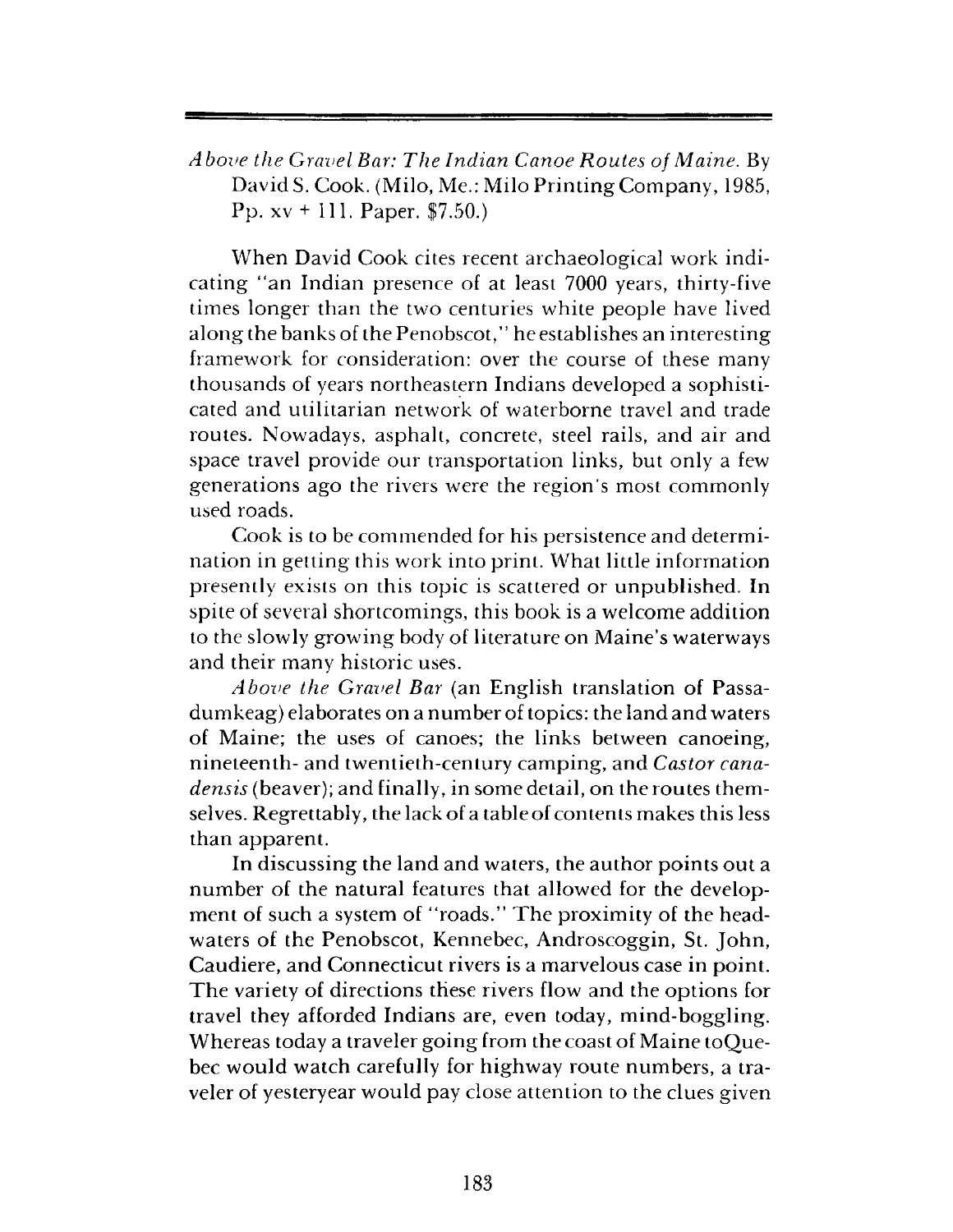*Above the Gravel Bar: The Indian Canoe Routes of Maine.* By David S. Cook. (Milo, Me.: Milo Printing Company, 1985, Pp. xv + 111. Paper. $7.50.)

When David Cook cites recent archaeological work indicating "an Indian presence of at least 7000 years, thirty-five times longer than the two centuries white people have lived along the banks of the Penobscot," he establishes an interesting framework for consideration: over the course of these many thousands of years northeastern Indians developed a sophisticated and utilitarian network of waterborne travel and trade routes. Nowadays, asphalt, concrete, steel rails, and air and space travel provide our transportation links, but only a few generations ago the rivers were the region's most commonly used roads.

Cook is to be commended for his persistence and determination in getting this work into print. What little information presently exists on this topic is scattered or unpublished. In spite of several shortcomings, this book is a welcome addition to the slowly growing body of literature on Maine's waterways and their many historic uses.

*Above the Gravel Bar* (an English translation of Passadumkeag) elaborates on a number of topics: the land and waters of Maine; the uses of canoes; the links between canoeing, nineteenth- and twentieth-century camping, and *Castor canadensis* (beaver); and finally, in some detail, on the routes themselves. Regrettably, the lack of a table of contents makes this less than apparent.

In discussing the land and waters, the author points out a number of the natural features that allowed for the development of such a system of "roads." The proximity of the headwaters of the Penobscot, Kennebec, Androscoggin, St. John, Caudiere, and Connecticut rivers is a marvelous case in point. The variety of directions these rivers flow and the options for travel they afforded Indians are, even today, mind-boggling. Whereas today a traveler going from the coast of Maine toQuebec would watch carefully for highway route numbers, a traveler of yesteryear would pay close attention to the clues given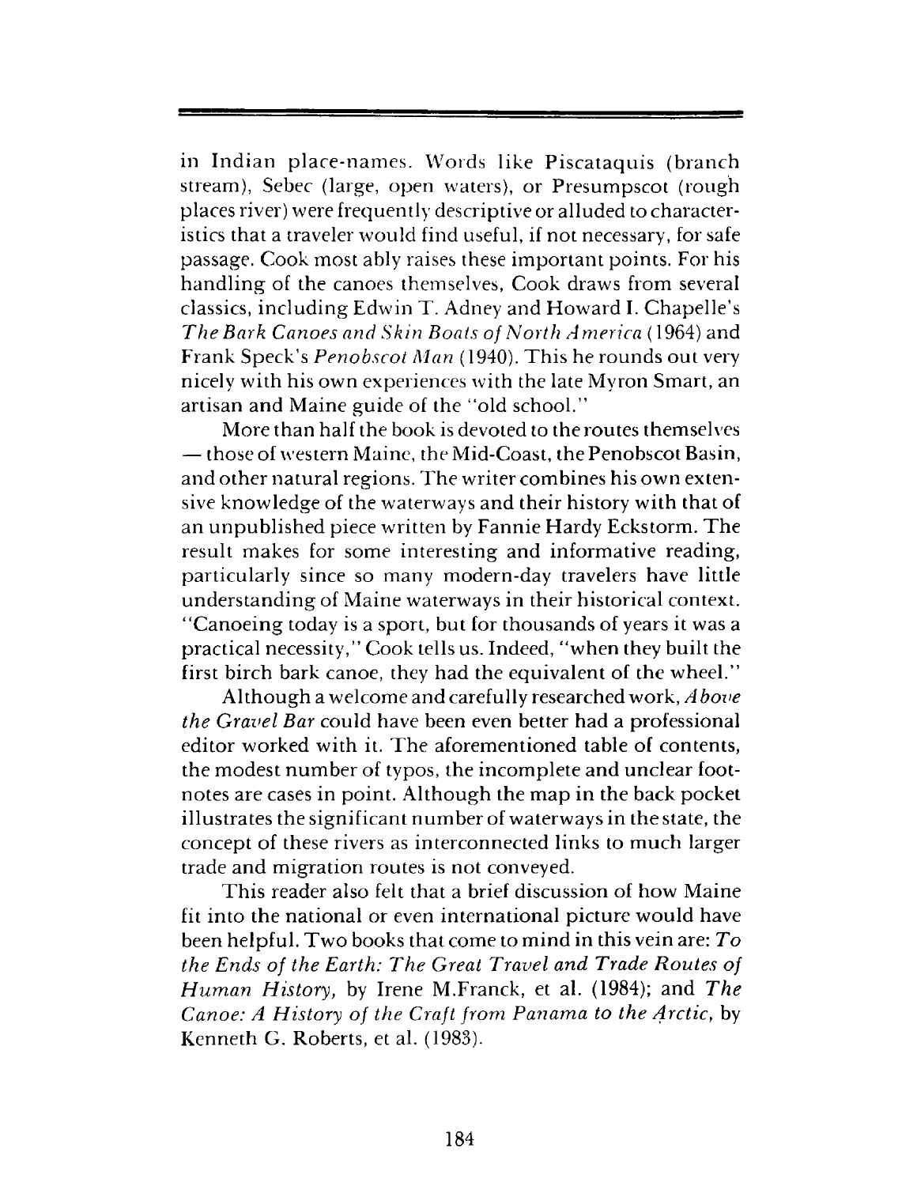in Indian place-names. Words like Piscataquis (branch stream), Sebec (large, open waters), or Presumpscot (rough places river) were frequently descriptive or alluded to characteristics that a traveler would find useful, if not necessary, for safe passage. Cook most ably raises these important points. For his handling of the canoes themselves, Cook draws from several classics, including Edwin T. Adney and Howard I. Chapelle's *The Bark Canoes and Skin Boats of North America* (1964) and Frank Speck's *Penobscot Man* (1940). This he rounds out very nicely with his own experiences with the late Myron Smart, an artisan and Maine guide of the "old school."

More than half the book is devoted to the routes themselves — those of western Maine, the Mid-Coast, the Penobscot Basin, and other natural regions. The writer combines his own extensive knowledge of the waterways and their history with that of an unpublished piece written by Fannie Hardy Eckstorm. The result makes for some interesting and informative reading, particularly since so many modern-day travelers have little understanding of Maine waterways in their historical context. "Canoeing today is a sport, but for thousands of years it was a practical necessity," Cook tells us. Indeed, "when they built the first birch bark canoe, they had the equivalent of the wheel."

Although a welcome and carefully researched work, *Above the Gravel Bar* could have been even better had a professional editor worked with it. The aforementioned table of contents, the modest number of typos, the incomplete and unclear footnotes are cases in point. Although the map in the back pocket illustrates the significant number of waterways in the state, the concept of these rivers as interconnected links to much larger trade and migration routes is not conveyed.

This reader also felt that a brief discussion of how Maine fit into the national or even international picture would have been helpful. Two books that come to mind in this vein are: *To the Ends of the Earth: The Great Travel and Trade Routes of Human History,* by Irene M.Franck, et al. (1984); and *The Canoe: A History of the Craft from Panama to the Arctic,* by Kenneth G. Roberts, et al. (1983).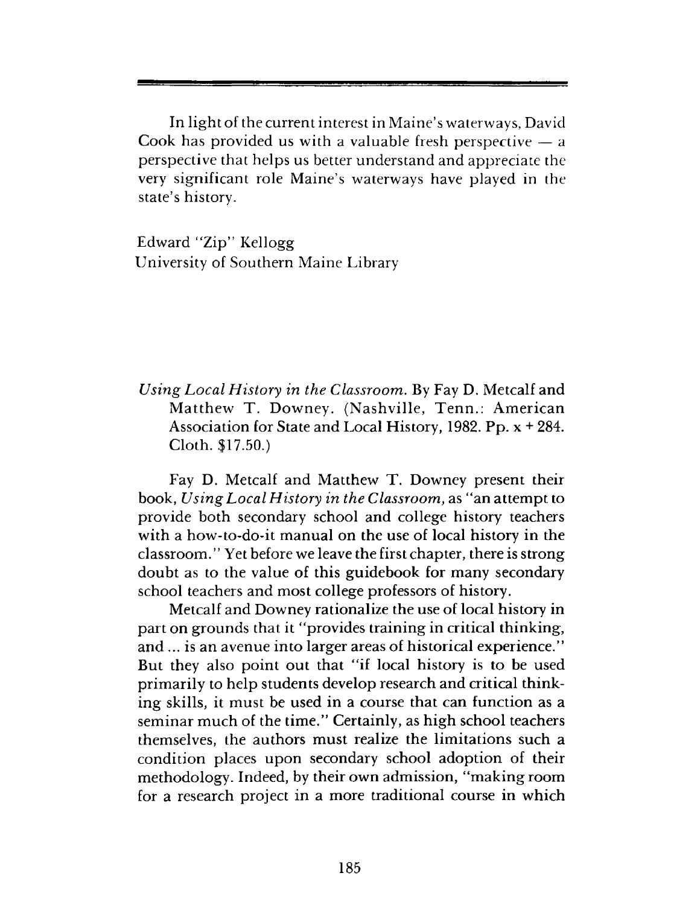In light of the current interest in Maine's waterways, David Cook has provided us with a valuable fresh perspective — a perspective that helps us better understand and appreciate the very significant role Maine's waterways have played in the state's history.

Edward "Zip" Kellogg
University of Southern Maine Library

*Using Local History in the Classroom.* By Fay D. Metcalf and Matthew T. Downey. (Nashville, Tenn.: American Association for State and Local History, 1982. Pp. x + 284. Cloth. $17.50.)

Fay D. Metcalf and Matthew T. Downey present their book, *Using Local History in the Classroom,* as "an attempt to provide both secondary school and college history teachers with a how-to-do-it manual on the use of local history in the classroom." Yet before we leave the first chapter, there is strong doubt as to the value of this guidebook for many secondary school teachers and most college professors of history.

Metcalf and Downey rationalize the use of local history in part on grounds that it "provides training in critical thinking, and ... is an avenue into larger areas of historical experience." But they also point out that "if local history is to be used primarily to help students develop research and critical thinking skills, it must be used in a course that can function as a seminar much of the time." Certainly, as high school teachers themselves, the authors must realize the limitations such a condition places upon secondary school adoption of their methodology. Indeed, by their own admission, "making room for a research project in a more traditional course in which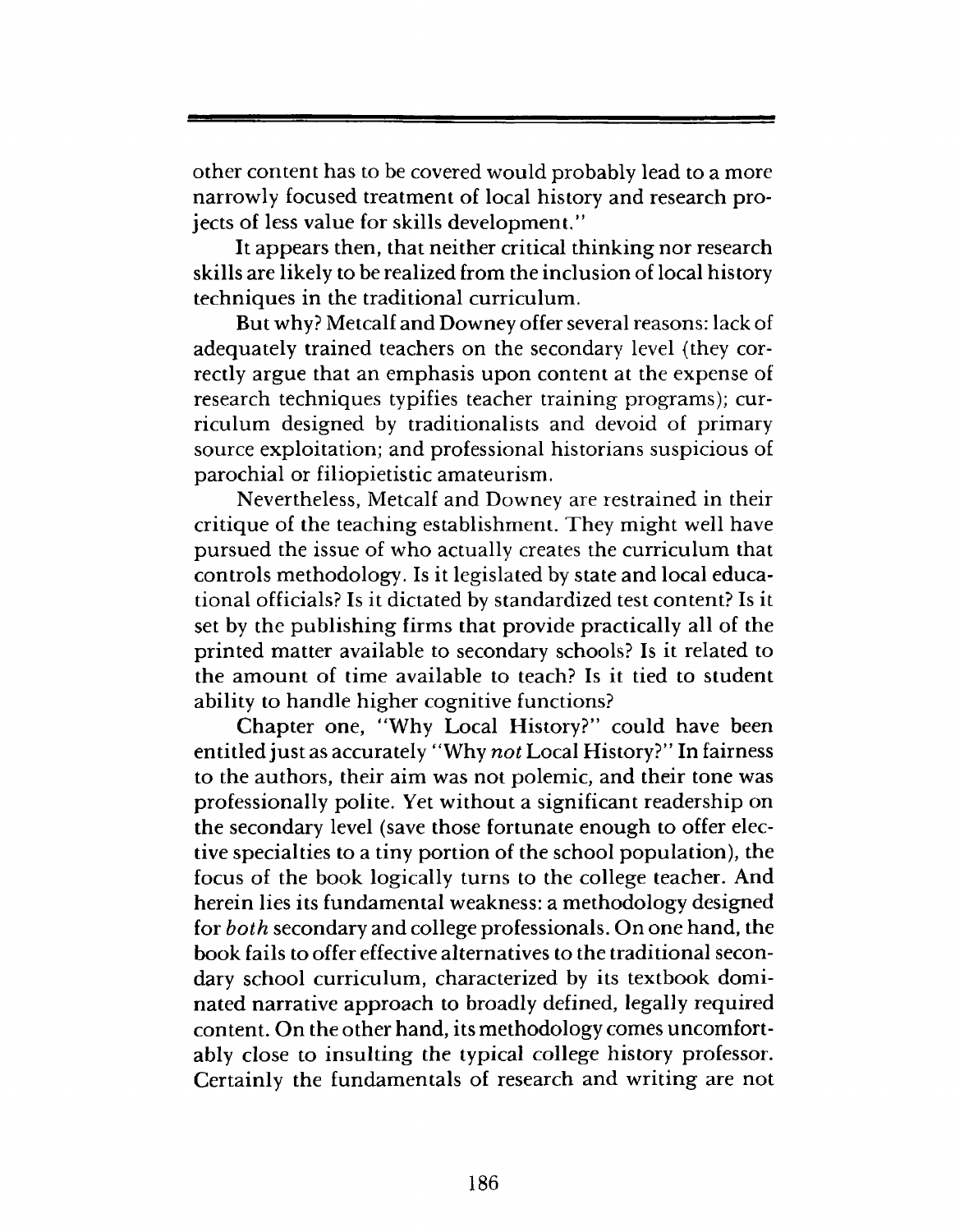other content has to be covered would probably lead to a more narrowly focused treatment of local history and research projects of less value for skills development."

It appears then, that neither critical thinking nor research skills are likely to be realized from the inclusion of local history techniques in the traditional curriculum.

But why? Metcalf and Downey offer several reasons: lack of adequately trained teachers on the secondary level (they correctly argue that an emphasis upon content at the expense of research techniques typifies teacher training programs); curriculum designed by traditionalists and devoid of primary source exploitation; and professional historians suspicious of parochial or filiopietistic amateurism.

Nevertheless, Metcalf and Downey are restrained in their critique of the teaching establishment. They might well have pursued the issue of who actually creates the curriculum that controls methodology. Is it legislated by state and local educational officials? Is it dictated by standardized test content? Is it set by the publishing firms that provide practically all of the printed matter available to secondary schools? Is it related to the amount of time available to teach? Is it tied to student ability to handle higher cognitive functions?

Chapter one, "Why Local History?" could have been entitled just as accurately "Why *not* Local History?" In fairness to the authors, their aim was not polemic, and their tone was professionally polite. Yet without a significant readership on the secondary level (save those fortunate enough to offer elective specialties to a tiny portion of the school population), the focus of the book logically turns to the college teacher. And herein lies its fundamental weakness: a methodology designed for *both* secondary and college professionals. On one hand, the book fails to offer effective alternatives to the traditional secondary school curriculum, characterized by its textbook dominated narrative approach to broadly defined, legally required content. On the other hand, its methodology comes uncomfortably close to insulting the typical college history professor. Certainly the fundamentals of research and writing are not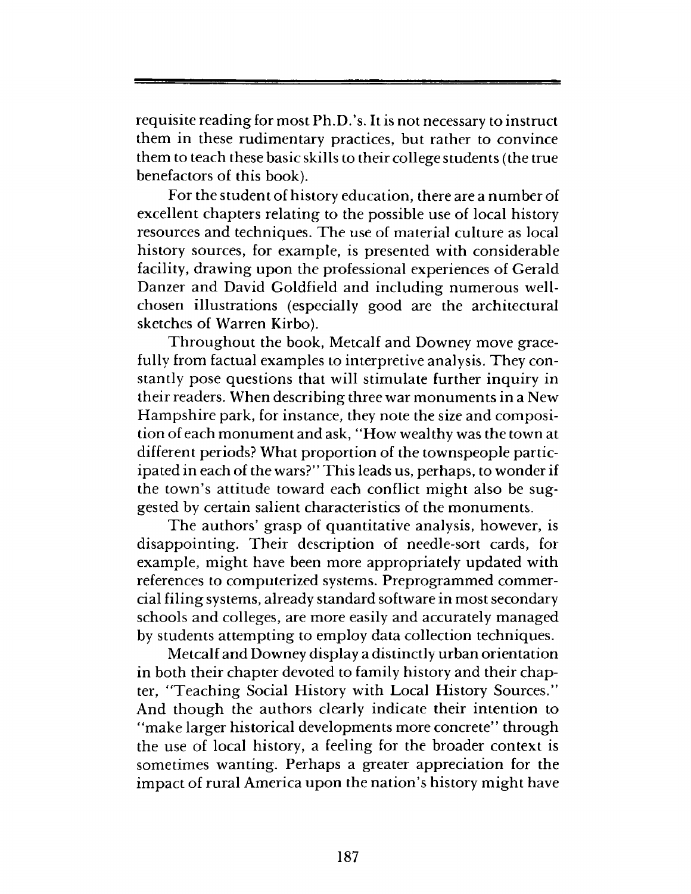requisite reading for most Ph.D.'s. It is not necessary to instruct them in these rudimentary practices, but rather to convince them to teach these basic skills to their college students (the true benefactors of this book).

For the student of history education, there are a number of excellent chapters relating to the possible use of local history resources and techniques. The use of material culture as local history sources, for example, is presented with considerable facility, drawing upon the professional experiences of Gerald Danzer and David Goldfield and including numerous well-chosen illustrations (especially good are the architectural sketches of Warren Kirbo).

Throughout the book, Metcalf and Downey move gracefully from factual examples to interpretive analysis. They constantly pose questions that will stimulate further inquiry in their readers. When describing three war monuments in a New Hampshire park, for instance, they note the size and composition of each monument and ask, "How wealthy was the town at different periods? What proportion of the townspeople participated in each of the wars?" This leads us, perhaps, to wonder if the town's attitude toward each conflict might also be suggested by certain salient characteristics of the monuments.

The authors' grasp of quantitative analysis, however, is disappointing. Their description of needle-sort cards, for example, might have been more appropriately updated with references to computerized systems. Preprogrammed commercial filing systems, already standard software in most secondary schools and colleges, are more easily and accurately managed by students attempting to employ data collection techniques.

Metcalf and Downey display a distinctly urban orientation in both their chapter devoted to family history and their chapter, "Teaching Social History with Local History Sources." And though the authors clearly indicate their intention to "make larger historical developments more concrete" through the use of local history, a feeling for the broader context is sometimes wanting. Perhaps a greater appreciation for the impact of rural America upon the nation's history might have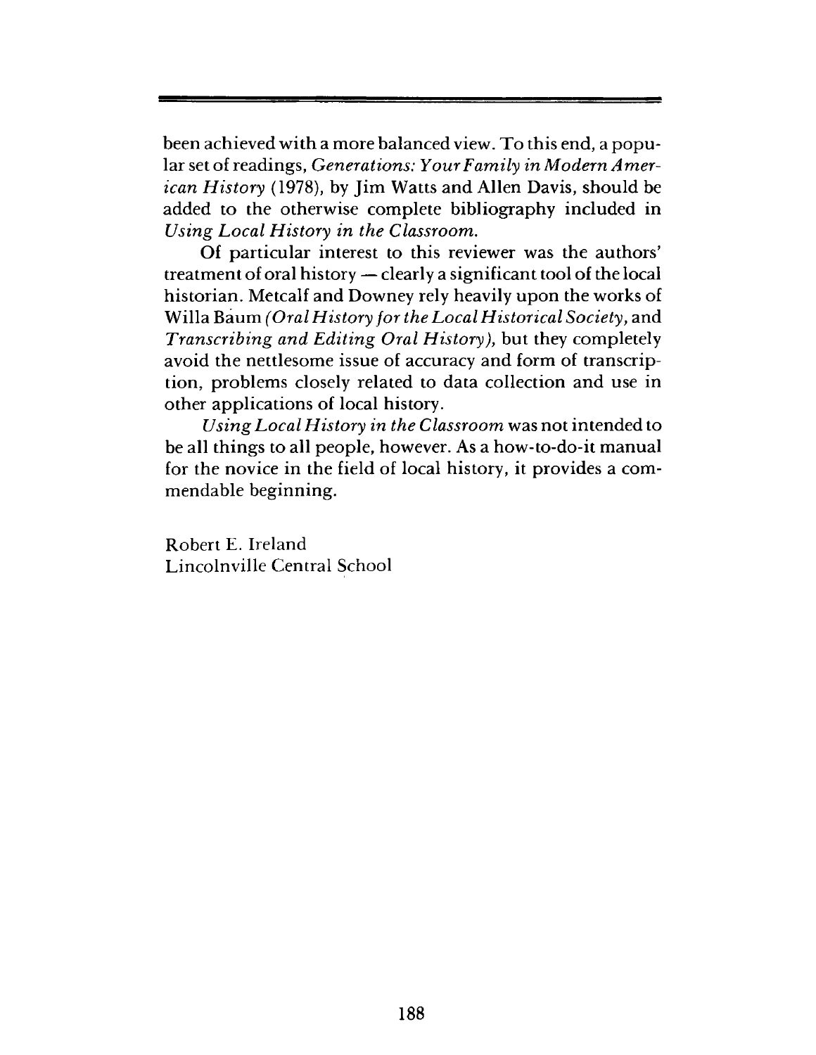been achieved with a more balanced view. To this end, a popular set of readings, *Generations: Your Family in Modern American History* (1978), by Jim Watts and Allen Davis, should be added to the otherwise complete bibliography included in *Using Local History in the Classroom.*

Of particular interest to this reviewer was the authors' treatment of oral history — clearly a significant tool of the local historian. Metcalf and Downey rely heavily upon the works of Willa Baum (*Oral History for the Local Historical Society*, and *Transcribing and Editing Oral History*), but they completely avoid the nettlesome issue of accuracy and form of transcription, problems closely related to data collection and use in other applications of local history.

*Using Local History in the Classroom* was not intended to be all things to all people, however. As a how-to-do-it manual for the novice in the field of local history, it provides a commendable beginning.

Robert E. Ireland
Lincolnville Central School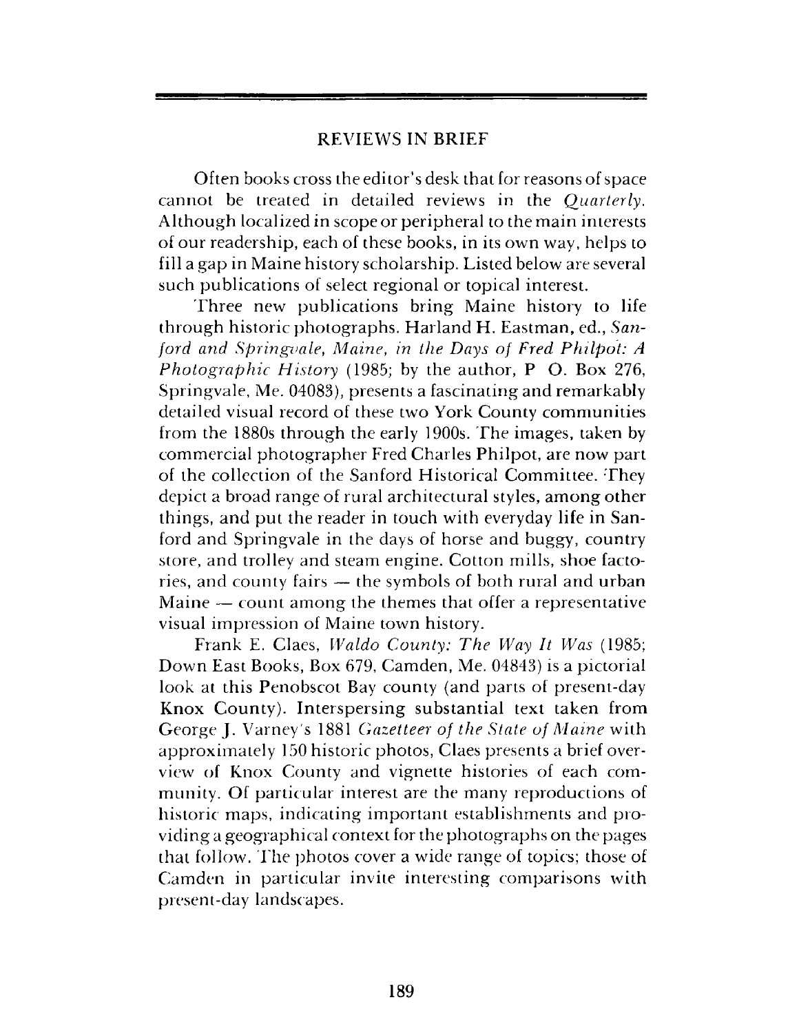## REVIEWS IN BRIEF

Often books cross the editor's desk that for reasons of space cannot be treated in detailed reviews in the *Quarterly*. Although localized in scope or peripheral to the main interests of our readership, each of these books, in its own way, helps to fill a gap in Maine history scholarship. Listed below are several such publications of select regional or topical interest.

Three new publications bring Maine history to life through historic photographs. Harland H. Eastman, ed., *Sanford and Springvale, Maine, in the Days of Fred Philpot: A Photographic History* (1985; by the author, P O. Box 276, Springvale, Me. 04083), presents a fascinating and remarkably detailed visual record of these two York County communities from the 1880s through the early 1900s. The images, taken by commercial photographer Fred Charles Philpot, are now part of the collection of the Sanford Historical Committee. They depict a broad range of rural architectural styles, among other things, and put the reader in touch with everyday life in Sanford and Springvale in the days of horse and buggy, country store, and trolley and steam engine. Cotton mills, shoe factories, and county fairs — the symbols of both rural and urban Maine — count among the themes that offer a representative visual impression of Maine town history.

Frank E. Claes, *Waldo County: The Way It Was* (1985; Down East Books, Box 679, Camden, Me. 04843) is a pictorial look at this Penobscot Bay county (and parts of present-day Knox County). Interspersing substantial text taken from George J. Varney's 1881 *Gazetteer of the State of Maine* with approximately 150 historic photos, Claes presents a brief overview of Knox County and vignette histories of each community. Of particular interest are the many reproductions of historic maps, indicating important establishments and providing a geographical context for the photographs on the pages that follow. The photos cover a wide range of topics; those of Camden in particular invite interesting comparisons with present-day landscapes.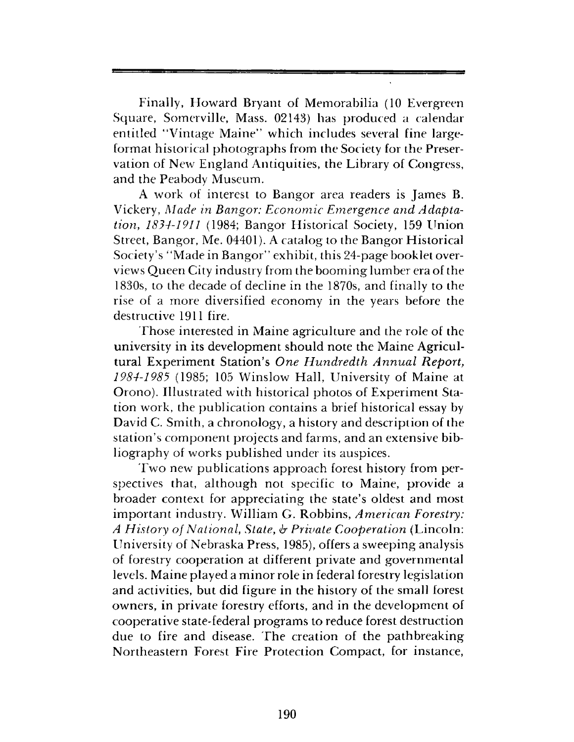Finally, Howard Bryant of Memorabilia (10 Evergreen Square, Somerville, Mass. 02143) has produced a calendar entitled "Vintage Maine" which includes several fine large-format historical photographs from the Society for the Preservation of New England Antiquities, the Library of Congress, and the Peabody Museum.

A work of interest to Bangor area readers is James B. Vickery, *Made in Bangor: Economic Emergence and Adaptation, 1834-1911* (1984; Bangor Historical Society, 159 Union Street, Bangor, Me. 04401). A catalog to the Bangor Historical Society's "Made in Bangor" exhibit, this 24-page booklet overviews Queen City industry from the booming lumber era of the 1830s, to the decade of decline in the 1870s, and finally to the rise of a more diversified economy in the years before the destructive 1911 fire.

Those interested in Maine agriculture and the role of the university in its development should note the Maine Agricultural Experiment Station's *One Hundredth Annual Report, 1984-1985* (1985; 105 Winslow Hall, University of Maine at Orono). Illustrated with historical photos of Experiment Station work, the publication contains a brief historical essay by David C. Smith, a chronology, a history and description of the station's component projects and farms, and an extensive bibliography of works published under its auspices.

Two new publications approach forest history from perspectives that, although not specific to Maine, provide a broader context for appreciating the state's oldest and most important industry. William G. Robbins, *American Forestry: A History of National, State, & Private Cooperation* (Lincoln: University of Nebraska Press, 1985), offers a sweeping analysis of forestry cooperation at different private and governmental levels. Maine played a minor role in federal forestry legislation and activities, but did figure in the history of the small forest owners, in private forestry efforts, and in the development of cooperative state-federal programs to reduce forest destruction due to fire and disease. The creation of the pathbreaking Northeastern Forest Fire Protection Compact, for instance,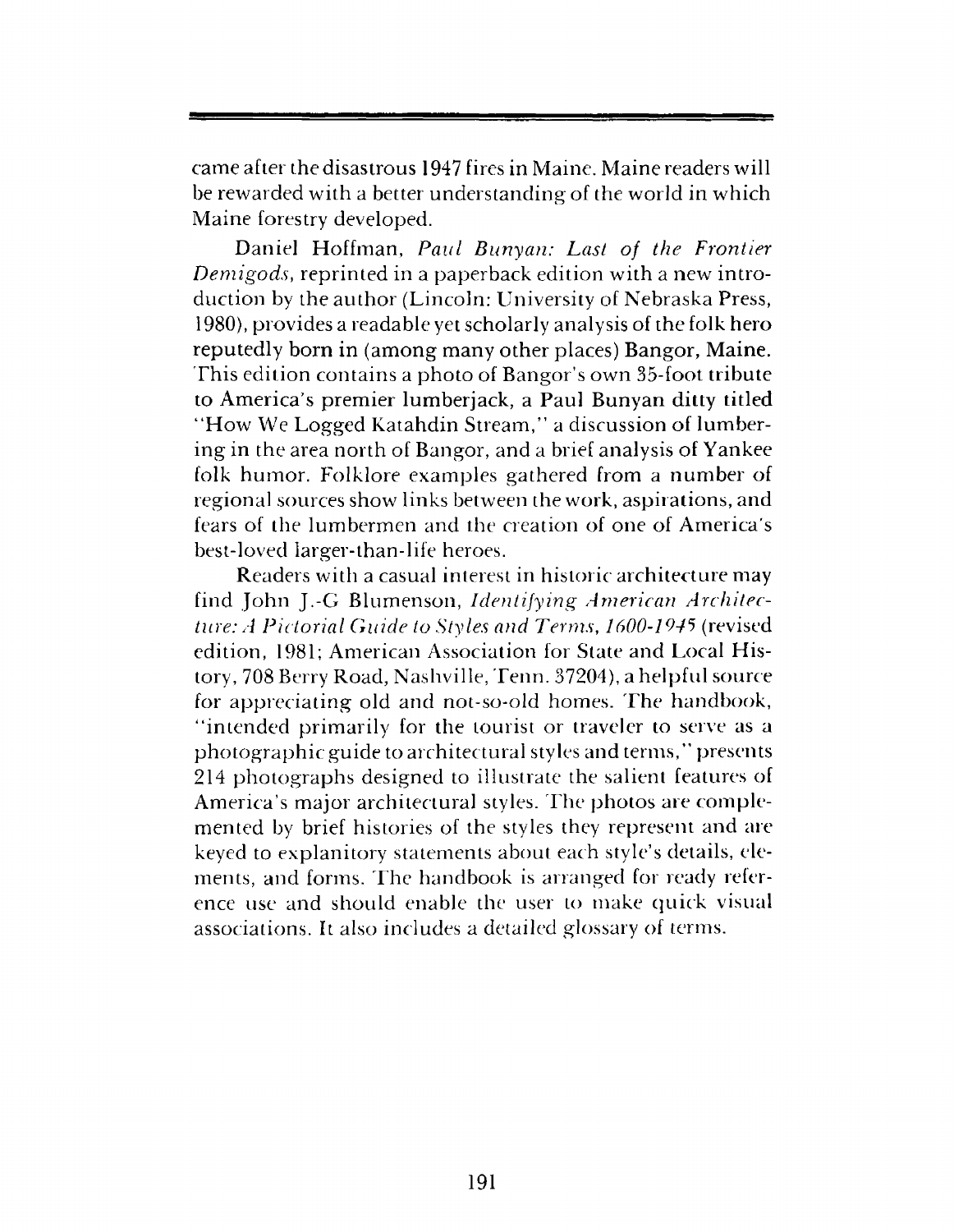came after the disastrous 1947 fires in Maine. Maine readers will be rewarded with a better understanding of the world in which Maine forestry developed.

Daniel Hoffman, *Paul Bunyan: Last of the Frontier Demigods*, reprinted in a paperback edition with a new introduction by the author (Lincoln: University of Nebraska Press, 1980), provides a readable yet scholarly analysis of the folk hero reputedly born in (among many other places) Bangor, Maine. This edition contains a photo of Bangor's own 35-foot tribute to America's premier lumberjack, a Paul Bunyan ditty titled "How We Logged Katahdin Stream," a discussion of lumbering in the area north of Bangor, and a brief analysis of Yankee folk humor. Folklore examples gathered from a number of regional sources show links between the work, aspirations, and fears of the lumbermen and the creation of one of America's best-loved larger-than-life heroes.

Readers with a casual interest in historic architecture may find John J.-G Blumenson, *Identifying American Architecture: A Pictorial Guide to Styles and Terms, 1600-1945* (revised edition, 1981; American Association for State and Local History, 708 Berry Road, Nashville, Tenn. 37204), a helpful source for appreciating old and not-so-old homes. The handbook, "intended primarily for the tourist or traveler to serve as a photographic guide to architectural styles and terms," presents 214 photographs designed to illustrate the salient features of America's major architectural styles. The photos are complemented by brief histories of the styles they represent and are keyed to explanitory statements about each style's details, elements, and forms. The handbook is arranged for ready reference use and should enable the user to make quick visual associations. It also includes a detailed glossary of terms.